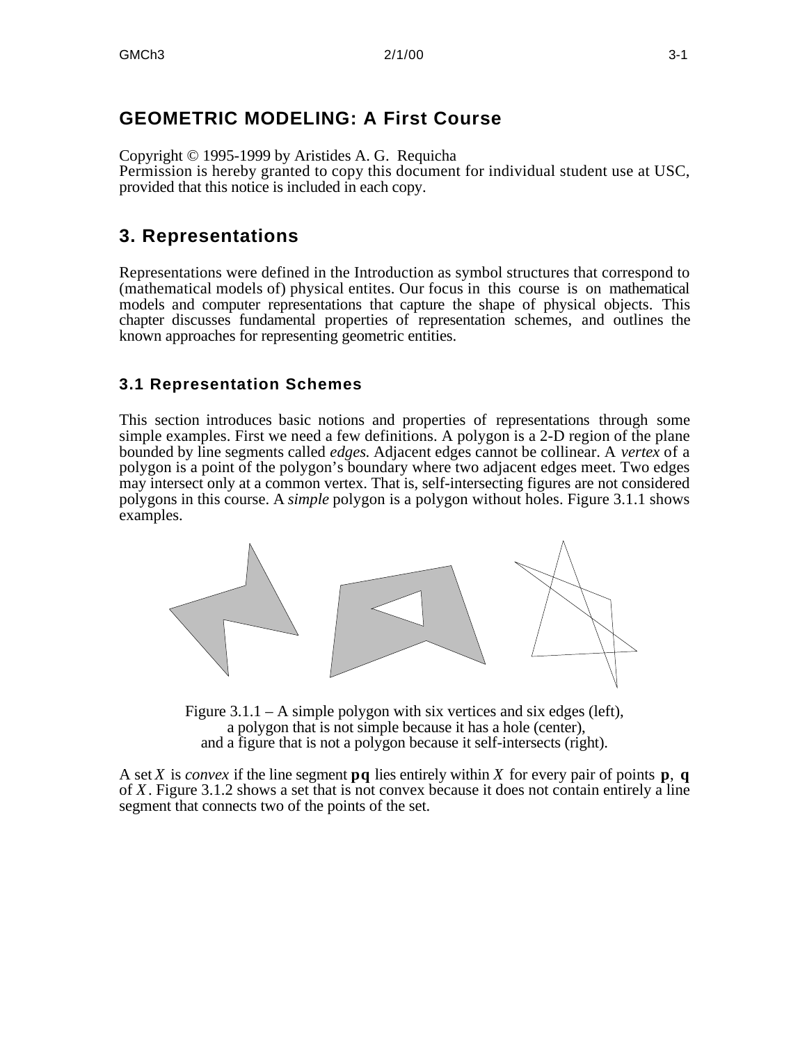# GEOMETRIC MODELING: A First Course

Copyright © 1995-1999 by Aristides A. G. Requicha
Permission is hereby granted to copy this document for individual student use at USC, provided that this notice is included in each copy.

## 3. Representations

Representations were defined in the Introduction as symbol structures that correspond to (mathematical models of) physical entites. Our focus in this course is on mathematical models and computer representations that capture the shape of physical objects. This chapter discusses fundamental properties of representation schemes, and outlines the known approaches for representing geometric entities.

### 3.1 Representation Schemes

This section introduces basic notions and properties of representations through some simple examples. First we need a few definitions. A polygon is a 2-D region of the plane bounded by line segments called *edges*. Adjacent edges cannot be collinear. A *vertex* of a polygon is a point of the polygon's boundary where two adjacent edges meet. Two edges may intersect only at a common vertex. That is, self-intersecting figures are not considered polygons in this course. A *simple* polygon is a polygon without holes. Figure 3.1.1 shows examples.

Figure 3.1.1 – A simple polygon with six vertices and six edges (left), a polygon that is not simple because it has a hole (center), and a figure that is not a polygon because it self-intersects (right).

A set $X$ is *convex* if the line segment $\mathbf{pq}$ lies entirely within $X$ for every pair of points $\mathbf{p}$, $\mathbf{q}$ of $X$. Figure 3.1.2 shows a set that is not convex because it does not contain entirely a line segment that connects two of the points of the set.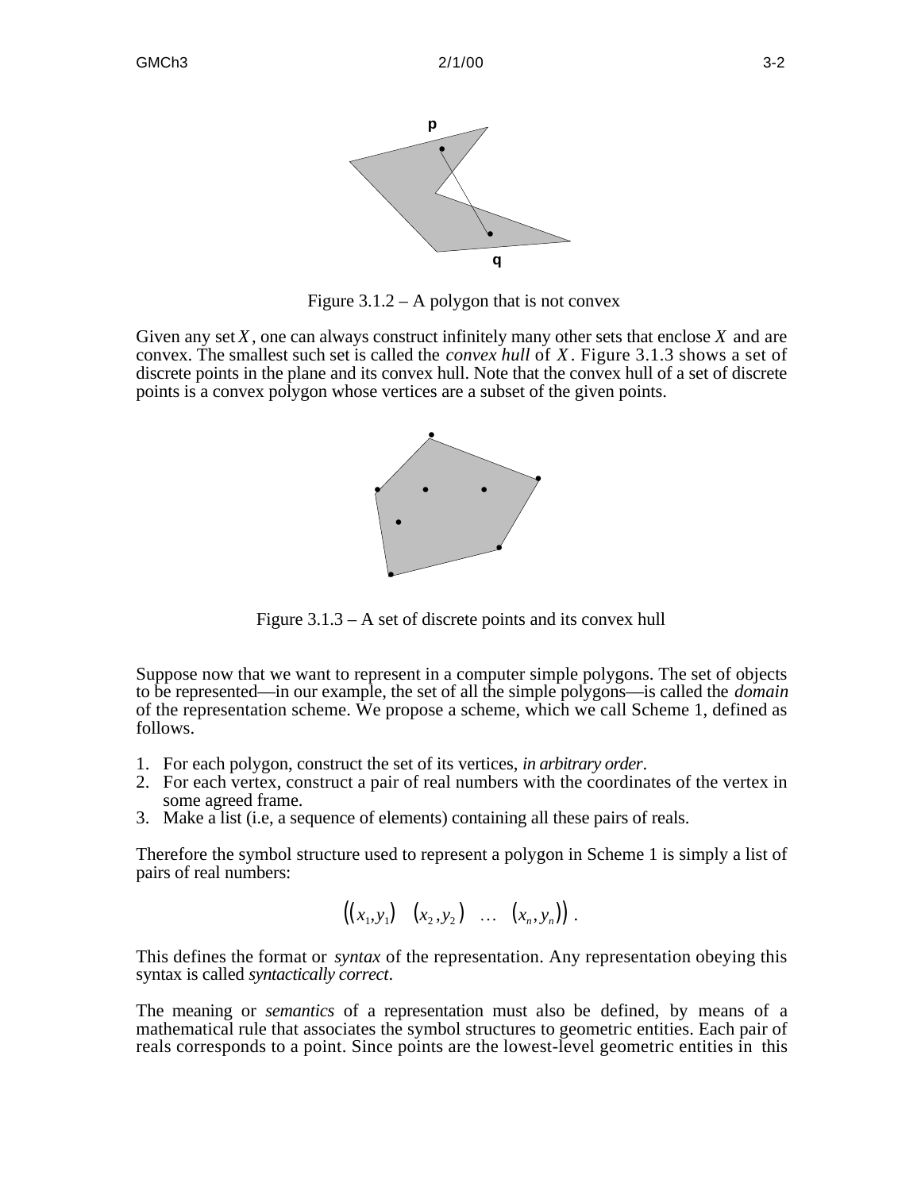Figure 3.1.2 – A polygon that is not convex

Given any set $X$, one can always construct infinitely many other sets that enclose $X$ and are convex. The smallest such set is called the *convex hull* of $X$. Figure 3.1.3 shows a set of discrete points in the plane and its convex hull. Note that the convex hull of a set of discrete points is a convex polygon whose vertices are a subset of the given points.

Figure 3.1.3 – A set of discrete points and its convex hull

Suppose now that we want to represent in a computer simple polygons. The set of objects to be represented—in our example, the set of all the simple polygons—is called the *domain* of the representation scheme. We propose a scheme, which we call Scheme 1, defined as follows.

1. For each polygon, construct the set of its vertices, *in arbitrary order*.
2. For each vertex, construct a pair of real numbers with the coordinates of the vertex in some agreed frame.
3. Make a list (i.e, a sequence of elements) containing all these pairs of reals.

Therefore the symbol structure used to represent a polygon in Scheme 1 is simply a list of pairs of real numbers:

$$\left((x_1,y_1) \quad (x_2,y_2) \quad \ldots \quad (x_n,y_n)\right).$$

This defines the format or *syntax* of the representation. Any representation obeying this syntax is called *syntactically correct*.

The meaning or *semantics* of a representation must also be defined, by means of a mathematical rule that associates the symbol structures to geometric entities. Each pair of reals corresponds to a point. Since points are the lowest-level geometric entities in this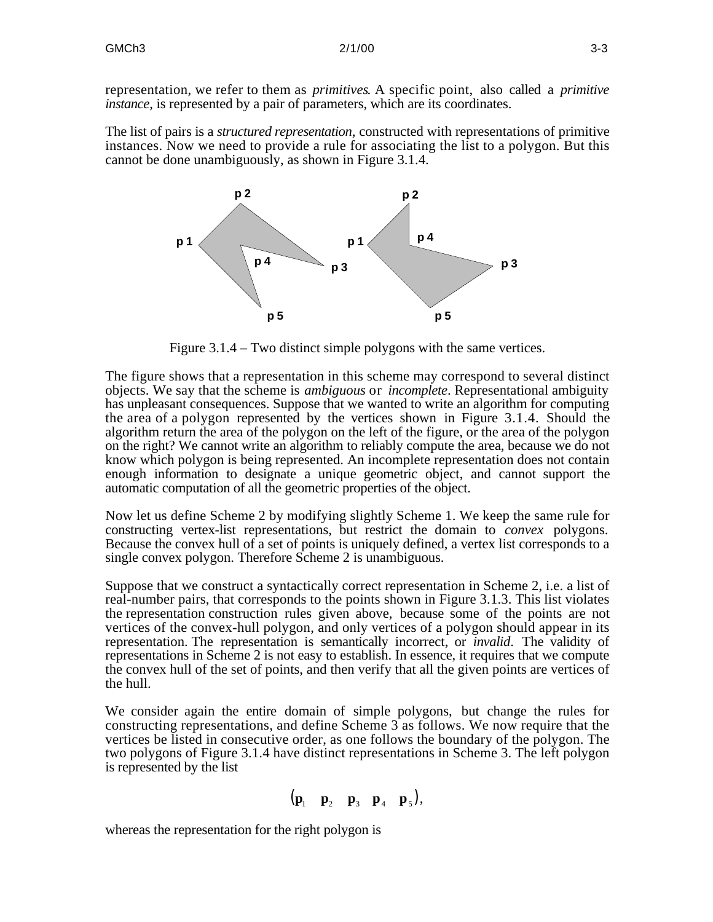representation, we refer to them as *primitives*. A specific point, also called a *primitive instance*, is represented by a pair of parameters, which are its coordinates.

The list of pairs is a *structured representation*, constructed with representations of primitive instances. Now we need to provide a rule for associating the list to a polygon. But this cannot be done unambiguously, as shown in Figure 3.1.4.

Figure 3.1.4 – Two distinct simple polygons with the same vertices.

The figure shows that a representation in this scheme may correspond to several distinct objects. We say that the scheme is *ambiguous* or *incomplete*. Representational ambiguity has unpleasant consequences. Suppose that we wanted to write an algorithm for computing the area of a polygon represented by the vertices shown in Figure 3.1.4. Should the algorithm return the area of the polygon on the left of the figure, or the area of the polygon on the right? We cannot write an algorithm to reliably compute the area, because we do not know which polygon is being represented. An incomplete representation does not contain enough information to designate a unique geometric object, and cannot support the automatic computation of all the geometric properties of the object.

Now let us define Scheme 2 by modifying slightly Scheme 1. We keep the same rule for constructing vertex-list representations, but restrict the domain to *convex* polygons. Because the convex hull of a set of points is uniquely defined, a vertex list corresponds to a single convex polygon. Therefore Scheme 2 is unambiguous.

Suppose that we construct a syntactically correct representation in Scheme 2, i.e. a list of real-number pairs, that corresponds to the points shown in Figure 3.1.3. This list violates the representation construction rules given above, because some of the points are not vertices of the convex-hull polygon, and only vertices of a polygon should appear in its representation. The representation is semantically incorrect, or *invalid*. The validity of representations in Scheme 2 is not easy to establish. In essence, it requires that we compute the convex hull of the set of points, and then verify that all the given points are vertices of the hull.

We consider again the entire domain of simple polygons, but change the rules for constructing representations, and define Scheme 3 as follows. We now require that the vertices be listed in consecutive order, as one follows the boundary of the polygon. The two polygons of Figure 3.1.4 have distinct representations in Scheme 3. The left polygon is represented by the list

$$\left(\mathbf{p}_1 \quad \mathbf{p}_2 \quad \mathbf{p}_3 \quad \mathbf{p}_4 \quad \mathbf{p}_5\right),$$

whereas the representation for the right polygon is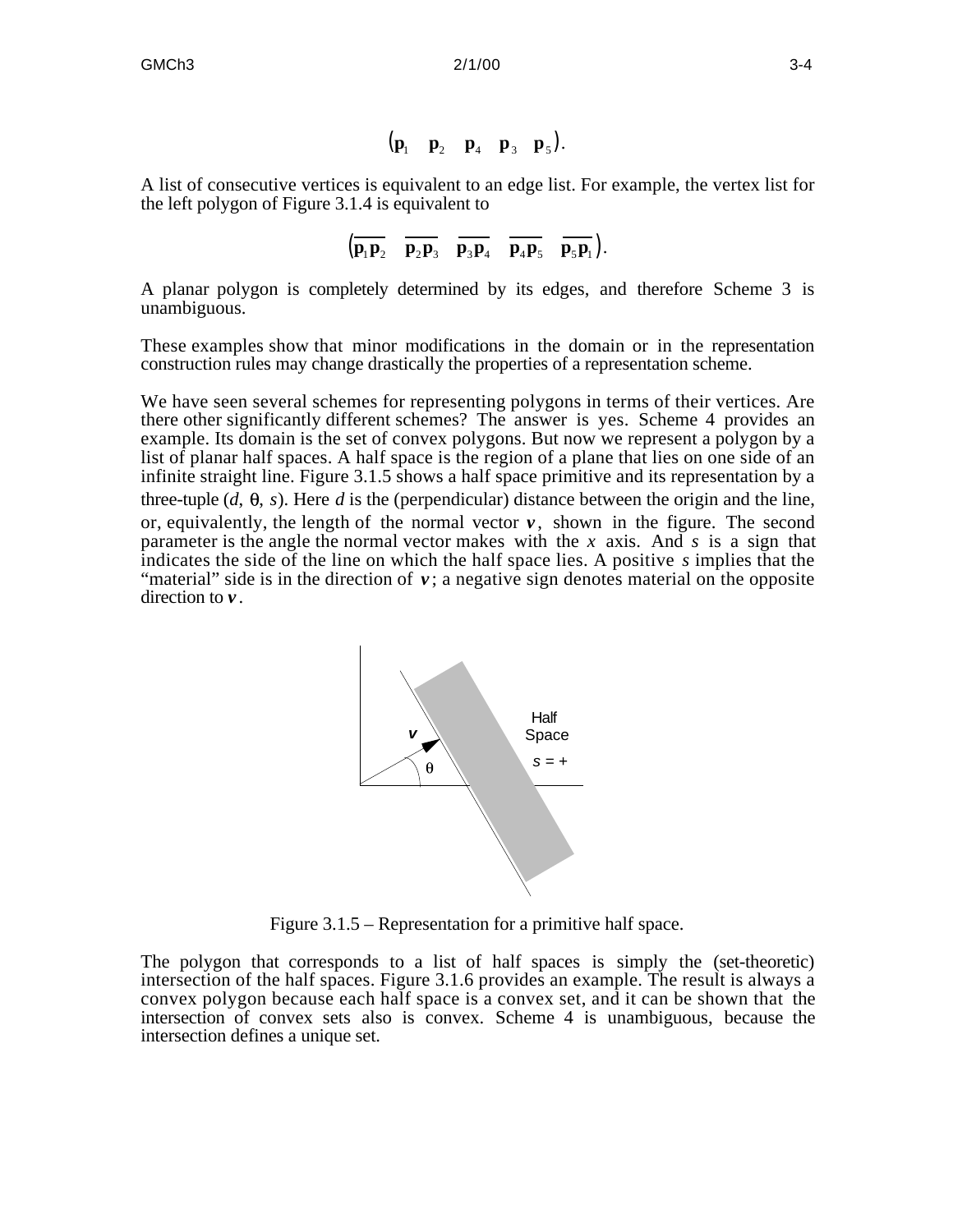$$(\mathbf{p}_1 \quad \mathbf{p}_2 \quad \mathbf{p}_4 \quad \mathbf{p}_3 \quad \mathbf{p}_5).$$

A list of consecutive vertices is equivalent to an edge list. For example, the vertex list for the left polygon of Figure 3.1.4 is equivalent to

$$(\overline{\mathbf{p}_1\mathbf{p}_2} \quad \overline{\mathbf{p}_2\mathbf{p}_3} \quad \overline{\mathbf{p}_3\mathbf{p}_4} \quad \overline{\mathbf{p}_4\mathbf{p}_5} \quad \overline{\mathbf{p}_5\mathbf{p}_1}).$$

A planar polygon is completely determined by its edges, and therefore Scheme 3 is unambiguous.

These examples show that minor modifications in the domain or in the representation construction rules may change drastically the properties of a representation scheme.

We have seen several schemes for representing polygons in terms of their vertices. Are there other significantly different schemes? The answer is yes. Scheme 4 provides an example. Its domain is the set of convex polygons. But now we represent a polygon by a list of planar half spaces. A half space is the region of a plane that lies on one side of an infinite straight line. Figure 3.1.5 shows a half space primitive and its representation by a three-tuple $(d, \theta, s)$. Here $d$ is the (perpendicular) distance between the origin and the line, or, equivalently, the length of the normal vector $\boldsymbol{v}$, shown in the figure. The second parameter is the angle the normal vector makes with the $x$ axis. And $s$ is a sign that indicates the side of the line on which the half space lies. A positive $s$ implies that the "material" side is in the direction of $\boldsymbol{v}$; a negative sign denotes material on the opposite direction to $\boldsymbol{v}$.

Figure 3.1.5 – Representation for a primitive half space.

The polygon that corresponds to a list of half spaces is simply the (set-theoretic) intersection of the half spaces. Figure 3.1.6 provides an example. The result is always a convex polygon because each half space is a convex set, and it can be shown that the intersection of convex sets also is convex. Scheme 4 is unambiguous, because the intersection defines a unique set.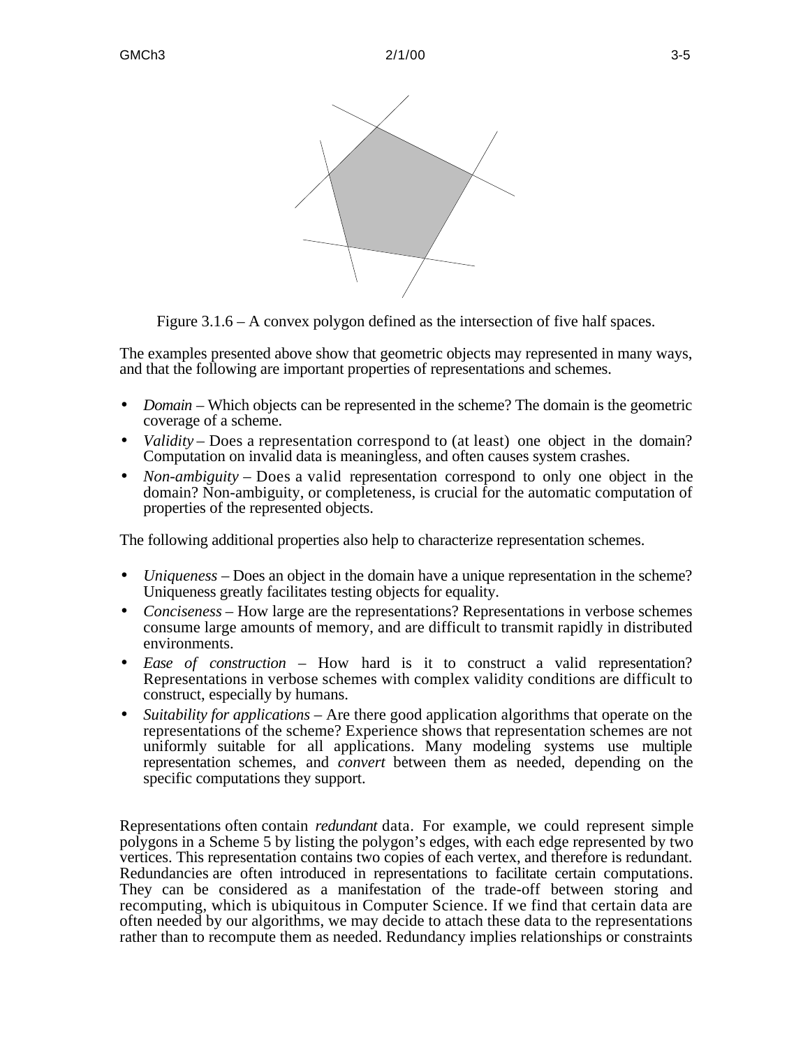Figure 3.1.6 – A convex polygon defined as the intersection of five half spaces.

The examples presented above show that geometric objects may represented in many ways, and that the following are important properties of representations and schemes.

- *Domain* – Which objects can be represented in the scheme? The domain is the geometric coverage of a scheme.
- *Validity* – Does a representation correspond to (at least) one object in the domain? Computation on invalid data is meaningless, and often causes system crashes.
- *Non-ambiguity* – Does a valid representation correspond to only one object in the domain? Non-ambiguity, or completeness, is crucial for the automatic computation of properties of the represented objects.

The following additional properties also help to characterize representation schemes.

- *Uniqueness* – Does an object in the domain have a unique representation in the scheme? Uniqueness greatly facilitates testing objects for equality.
- *Conciseness* – How large are the representations? Representations in verbose schemes consume large amounts of memory, and are difficult to transmit rapidly in distributed environments.
- *Ease of construction* – How hard is it to construct a valid representation? Representations in verbose schemes with complex validity conditions are difficult to construct, especially by humans.
- *Suitability for applications* – Are there good application algorithms that operate on the representations of the scheme? Experience shows that representation schemes are not uniformly suitable for all applications. Many modeling systems use multiple representation schemes, and *convert* between them as needed, depending on the specific computations they support.

Representations often contain *redundant* data. For example, we could represent simple polygons in a Scheme 5 by listing the polygon's edges, with each edge represented by two vertices. This representation contains two copies of each vertex, and therefore is redundant. Redundancies are often introduced in representations to facilitate certain computations. They can be considered as a manifestation of the trade-off between storing and recomputing, which is ubiquitous in Computer Science. If we find that certain data are often needed by our algorithms, we may decide to attach these data to the representations rather than to recompute them as needed. Redundancy implies relationships or constraints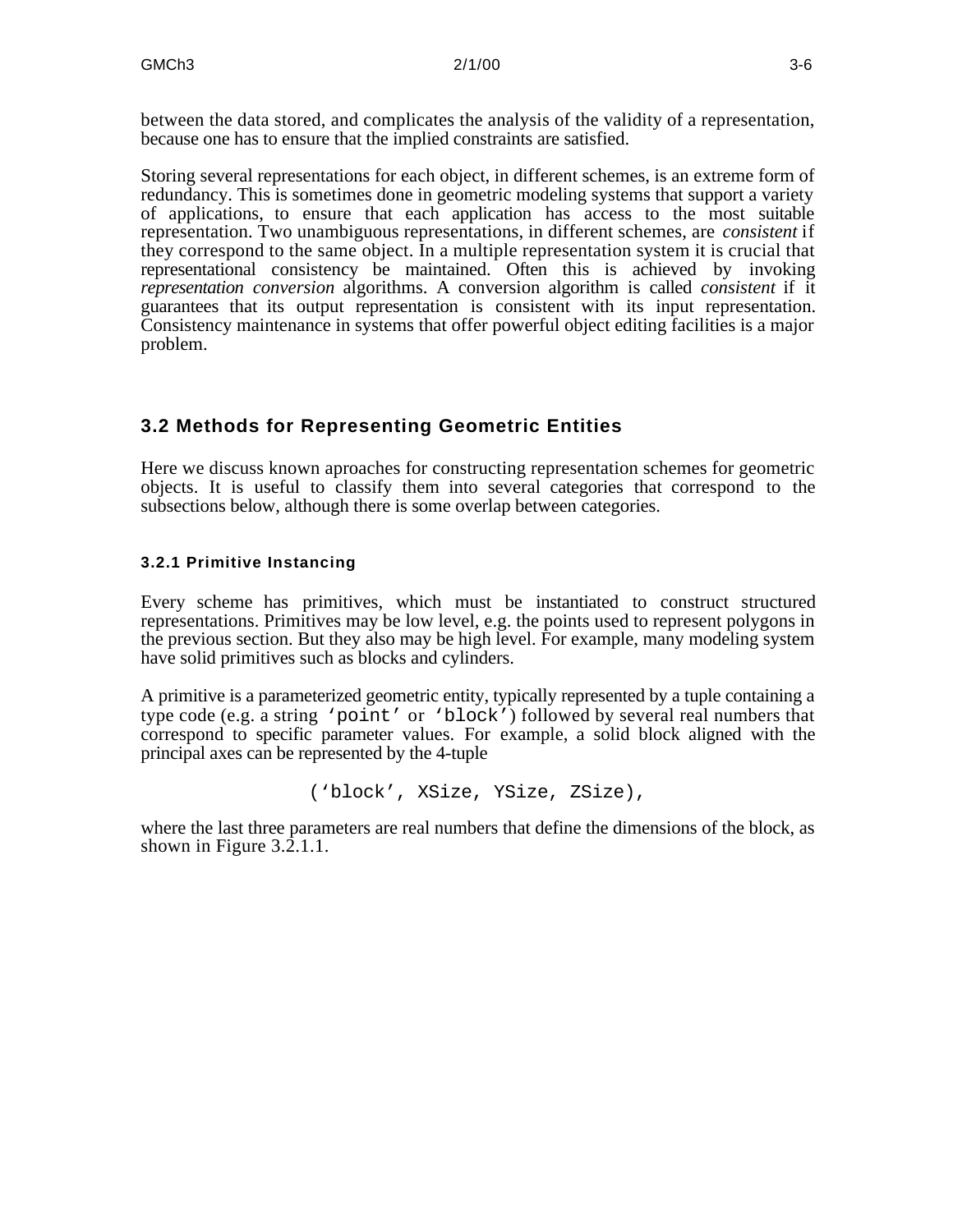between the data stored, and complicates the analysis of the validity of a representation, because one has to ensure that the implied constraints are satisfied.

Storing several representations for each object, in different schemes, is an extreme form of redundancy. This is sometimes done in geometric modeling systems that support a variety of applications, to ensure that each application has access to the most suitable representation. Two unambiguous representations, in different schemes, are *consistent* if they correspond to the same object. In a multiple representation system it is crucial that representational consistency be maintained. Often this is achieved by invoking *representation conversion* algorithms. A conversion algorithm is called *consistent* if it guarantees that its output representation is consistent with its input representation. Consistency maintenance in systems that offer powerful object editing facilities is a major problem.

## 3.2 Methods for Representing Geometric Entities

Here we discuss known aproaches for constructing representation schemes for geometric objects. It is useful to classify them into several categories that correspond to the subsections below, although there is some overlap between categories.

### 3.2.1 Primitive Instancing

Every scheme has primitives, which must be instantiated to construct structured representations. Primitives may be low level, e.g. the points used to represent polygons in the previous section. But they also may be high level. For example, many modeling system have solid primitives such as blocks and cylinders.

A primitive is a parameterized geometric entity, typically represented by a tuple containing a type code (e.g. a string `'point'` or `'block'`) followed by several real numbers that correspond to specific parameter values. For example, a solid block aligned with the principal axes can be represented by the 4-tuple

```
('block', XSize, YSize, ZSize),
```

where the last three parameters are real numbers that define the dimensions of the block, as shown in Figure 3.2.1.1.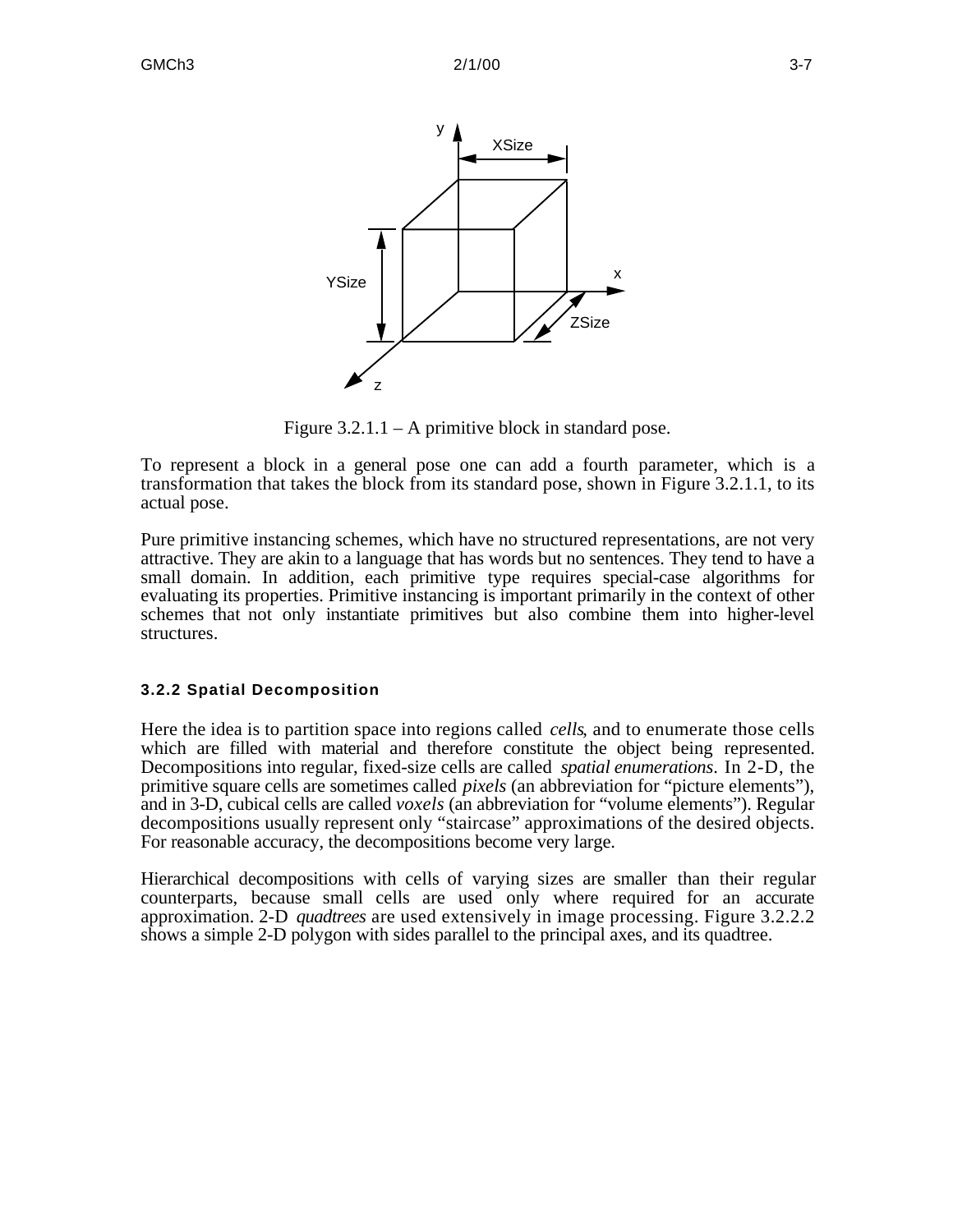Figure 3.2.1.1 – A primitive block in standard pose.

To represent a block in a general pose one can add a fourth parameter, which is a transformation that takes the block from its standard pose, shown in Figure 3.2.1.1, to its actual pose.

Pure primitive instancing schemes, which have no structured representations, are not very attractive. They are akin to a language that has words but no sentences. They tend to have a small domain. In addition, each primitive type requires special-case algorithms for evaluating its properties. Primitive instancing is important primarily in the context of other schemes that not only instantiate primitives but also combine them into higher-level structures.

### 3.2.2 Spatial Decomposition

Here the idea is to partition space into regions called *cells*, and to enumerate those cells which are filled with material and therefore constitute the object being represented. Decompositions into regular, fixed-size cells are called *spatial enumerations*. In 2-D, the primitive square cells are sometimes called *pixels* (an abbreviation for "picture elements"), and in 3-D, cubical cells are called *voxels* (an abbreviation for "volume elements"). Regular decompositions usually represent only "staircase" approximations of the desired objects. For reasonable accuracy, the decompositions become very large.

Hierarchical decompositions with cells of varying sizes are smaller than their regular counterparts, because small cells are used only where required for an accurate approximation. 2-D *quadtrees* are used extensively in image processing. Figure 3.2.2.2 shows a simple 2-D polygon with sides parallel to the principal axes, and its quadtree.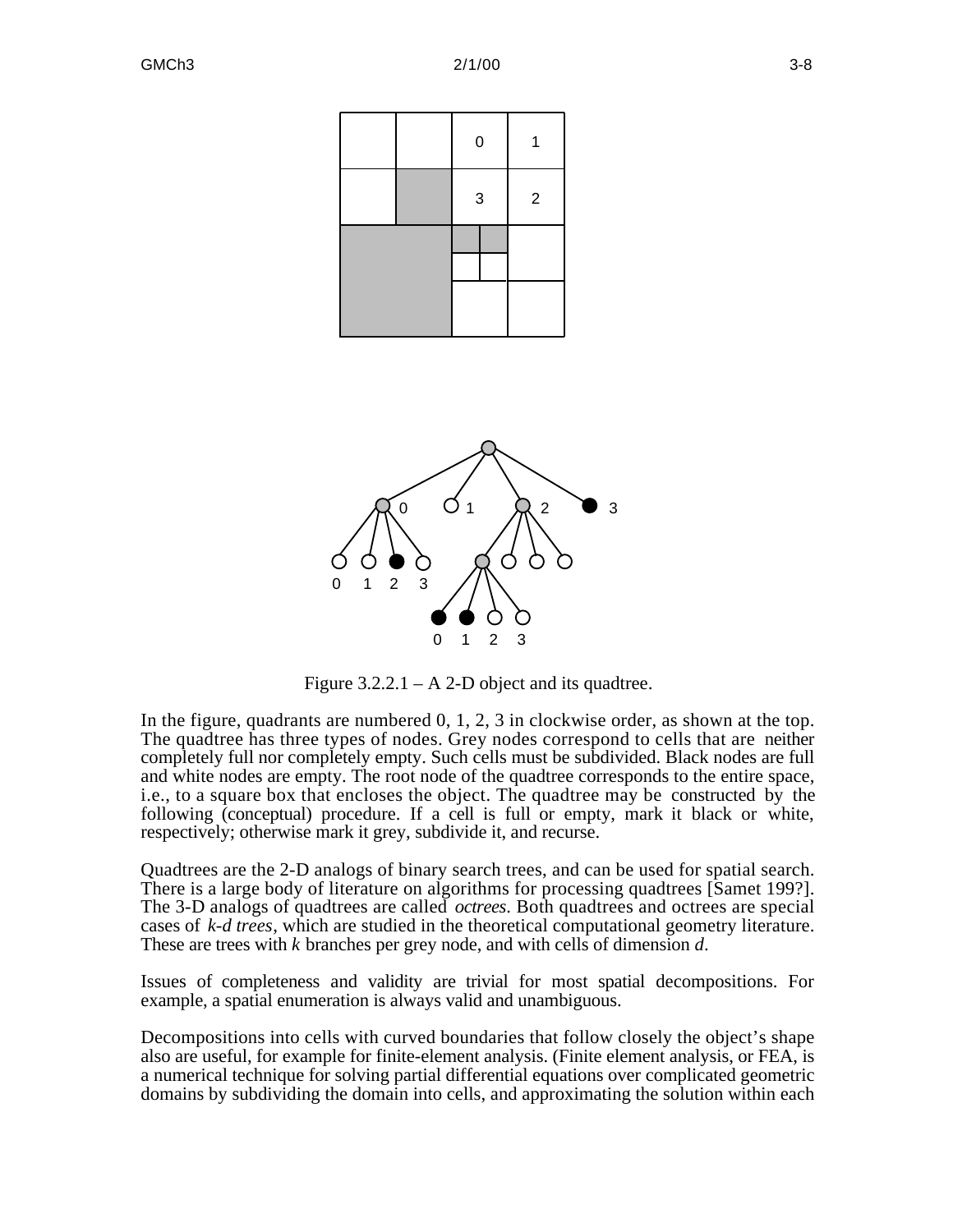Figure 3.2.2.1 – A 2-D object and its quadtree.

In the figure, quadrants are numbered 0, 1, 2, 3 in clockwise order, as shown at the top. The quadtree has three types of nodes. Grey nodes correspond to cells that are neither completely full nor completely empty. Such cells must be subdivided. Black nodes are full and white nodes are empty. The root node of the quadtree corresponds to the entire space, i.e., to a square box that encloses the object. The quadtree may be constructed by the following (conceptual) procedure. If a cell is full or empty, mark it black or white, respectively; otherwise mark it grey, subdivide it, and recurse.

Quadtrees are the 2-D analogs of binary search trees, and can be used for spatial search. There is a large body of literature on algorithms for processing quadtrees [Samet 199?]. The 3-D analogs of quadtrees are called *octrees*. Both quadtrees and octrees are special cases of *k-d trees*, which are studied in the theoretical computational geometry literature. These are trees with *k* branches per grey node, and with cells of dimension *d*.

Issues of completeness and validity are trivial for most spatial decompositions. For example, a spatial enumeration is always valid and unambiguous.

Decompositions into cells with curved boundaries that follow closely the object's shape also are useful, for example for finite-element analysis. (Finite element analysis, or FEA, is a numerical technique for solving partial differential equations over complicated geometric domains by subdividing the domain into cells, and approximating the solution within each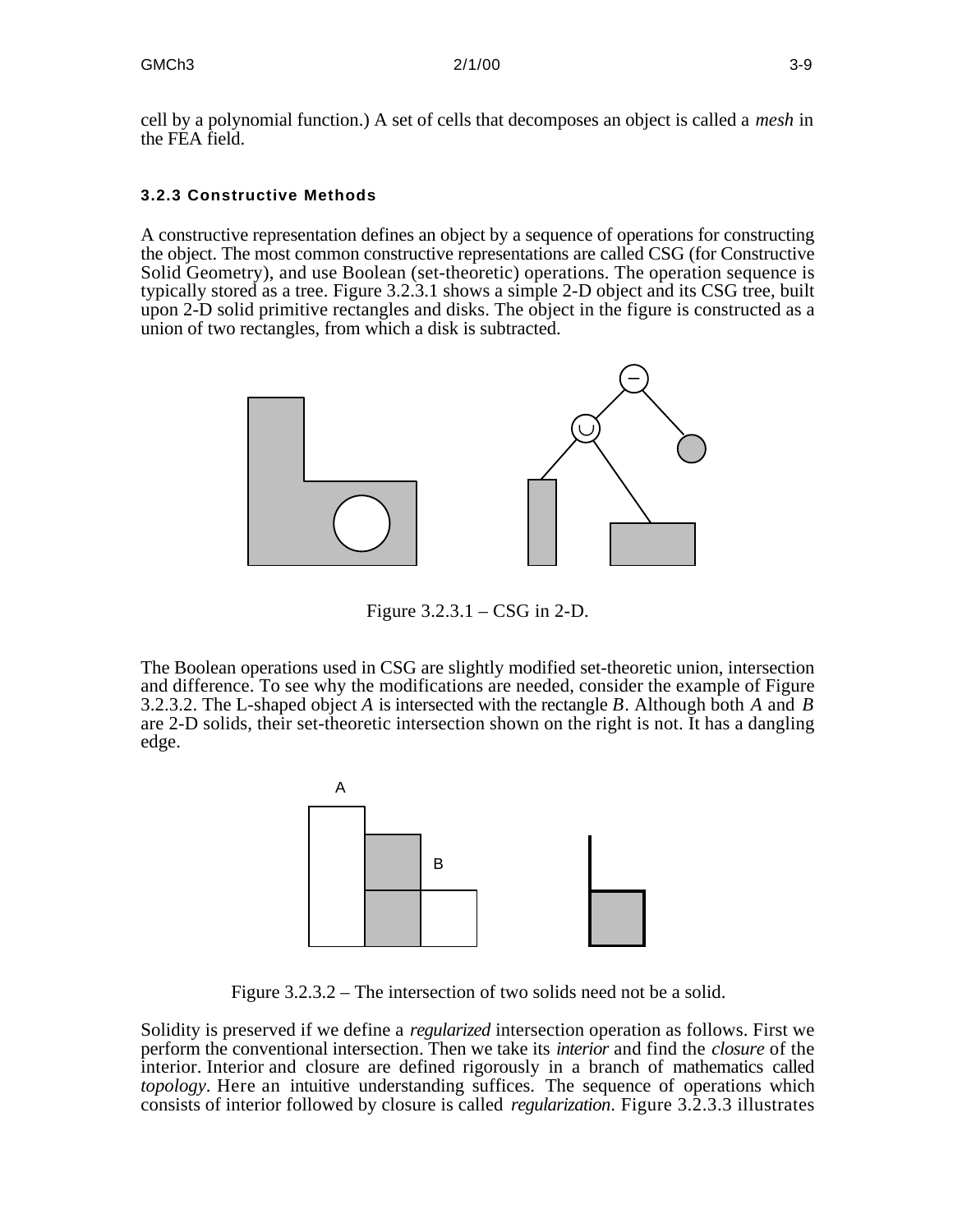cell by a polynomial function.) A set of cells that decomposes an object is called a *mesh* in the FEA field.

### 3.2.3 Constructive Methods

A constructive representation defines an object by a sequence of operations for constructing the object. The most common constructive representations are called CSG (for Constructive Solid Geometry), and use Boolean (set-theoretic) operations. The operation sequence is typically stored as a tree. Figure 3.2.3.1 shows a simple 2-D object and its CSG tree, built upon 2-D solid primitive rectangles and disks. The object in the figure is constructed as a union of two rectangles, from which a disk is subtracted.

Figure 3.2.3.1 – CSG in 2-D.

The Boolean operations used in CSG are slightly modified set-theoretic union, intersection and difference. To see why the modifications are needed, consider the example of Figure 3.2.3.2. The L-shaped object *A* is intersected with the rectangle *B*. Although both *A* and *B* are 2-D solids, their set-theoretic intersection shown on the right is not. It has a dangling edge.

Figure 3.2.3.2 – The intersection of two solids need not be a solid.

Solidity is preserved if we define a *regularized* intersection operation as follows. First we perform the conventional intersection. Then we take its *interior* and find the *closure* of the interior. Interior and closure are defined rigorously in a branch of mathematics called *topology*. Here an intuitive understanding suffices. The sequence of operations which consists of interior followed by closure is called *regularization*. Figure 3.2.3.3 illustrates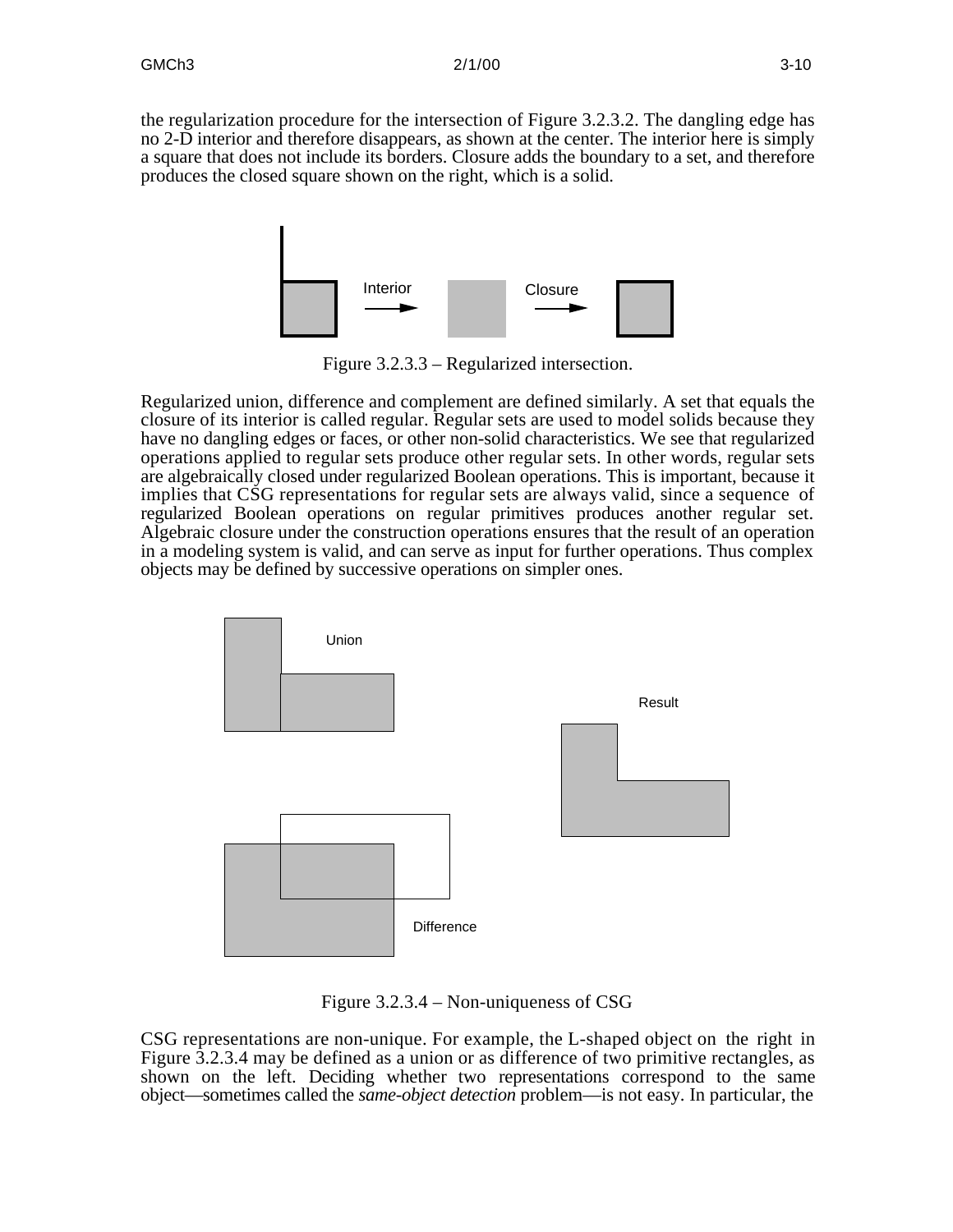the regularization procedure for the intersection of Figure 3.2.3.2. The dangling edge has no 2-D interior and therefore disappears, as shown at the center. The interior here is simply a square that does not include its borders. Closure adds the boundary to a set, and therefore produces the closed square shown on the right, which is a solid.

Figure 3.2.3.3 – Regularized intersection.

Regularized union, difference and complement are defined similarly. A set that equals the closure of its interior is called regular. Regular sets are used to model solids because they have no dangling edges or faces, or other non-solid characteristics. We see that regularized operations applied to regular sets produce other regular sets. In other words, regular sets are algebraically closed under regularized Boolean operations. This is important, because it implies that CSG representations for regular sets are always valid, since a sequence of regularized Boolean operations on regular primitives produces another regular set. Algebraic closure under the construction operations ensures that the result of an operation in a modeling system is valid, and can serve as input for further operations. Thus complex objects may be defined by successive operations on simpler ones.

Figure 3.2.3.4 – Non-uniqueness of CSG

CSG representations are non-unique. For example, the L-shaped object on the right in Figure 3.2.3.4 may be defined as a union or as difference of two primitive rectangles, as shown on the left. Deciding whether two representations correspond to the same object—sometimes called the *same-object detection* problem—is not easy. In particular, the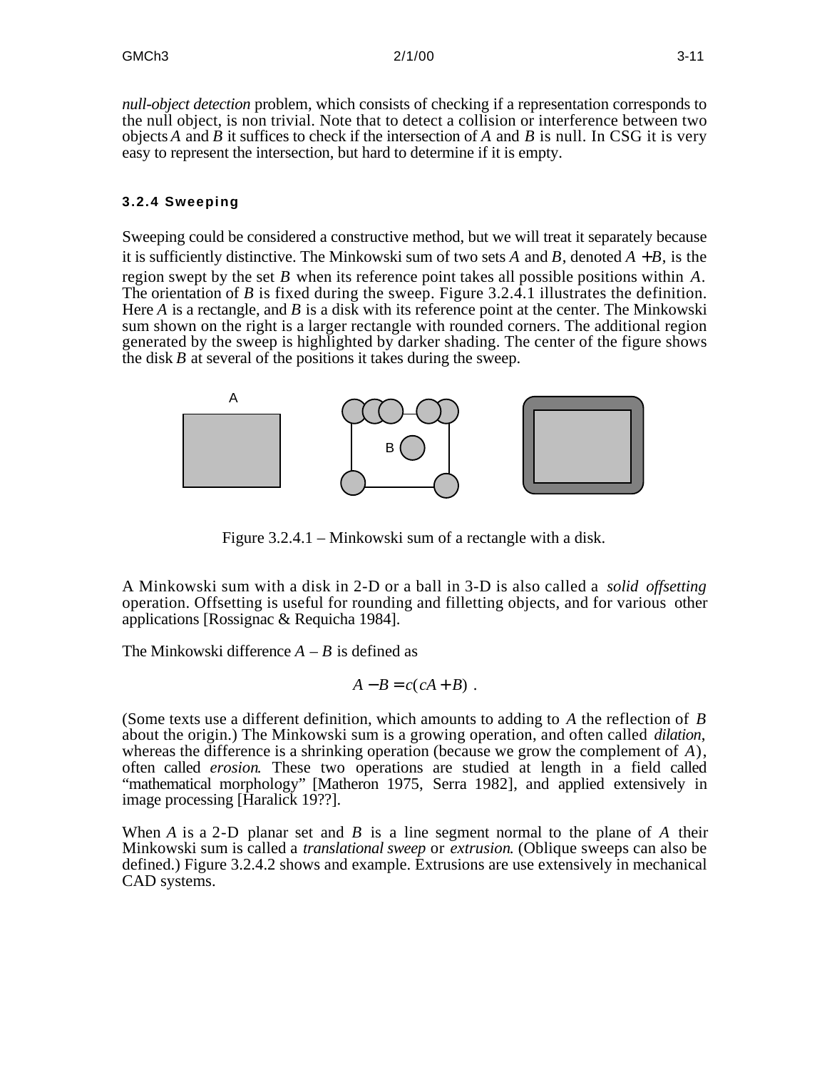*null-object detection* problem, which consists of checking if a representation corresponds to the null object, is non trivial. Note that to detect a collision or interference between two objects $A$ and $B$ it suffices to check if the intersection of $A$ and $B$ is null. In CSG it is very easy to represent the intersection, but hard to determine if it is empty.

### 3.2.4 Sweeping

Sweeping could be considered a constructive method, but we will treat it separately because it is sufficiently distinctive. The Minkowski sum of two sets $A$ and $B$, denoted $A + B$, is the region swept by the set $B$ when its reference point takes all possible positions within $A$. The orientation of $B$ is fixed during the sweep. Figure 3.2.4.1 illustrates the definition. Here $A$ is a rectangle, and $B$ is a disk with its reference point at the center. The Minkowski sum shown on the right is a larger rectangle with rounded corners. The additional region generated by the sweep is highlighted by darker shading. The center of the figure shows the disk $B$ at several of the positions it takes during the sweep.

Figure 3.2.4.1 – Minkowski sum of a rectangle with a disk.

A Minkowski sum with a disk in 2-D or a ball in 3-D is also called a *solid offsetting* operation. Offsetting is useful for rounding and filletting objects, and for various other applications [Rossignac & Requicha 1984].

The Minkowski difference $A - B$ is defined as

$$A - B = c(cA + B) \ .$$

(Some texts use a different definition, which amounts to adding to $A$ the reflection of $B$ about the origin.) The Minkowski sum is a growing operation, and often called *dilation*, whereas the difference is a shrinking operation (because we grow the complement of $A$), often called *erosion*. These two operations are studied at length in a field called "mathematical morphology" [Matheron 1975, Serra 1982], and applied extensively in image processing [Haralick 19??].

When $A$ is a 2-D planar set and $B$ is a line segment normal to the plane of $A$ their Minkowski sum is called a *translational sweep* or *extrusion*. (Oblique sweeps can also be defined.) Figure 3.2.4.2 shows and example. Extrusions are use extensively in mechanical CAD systems.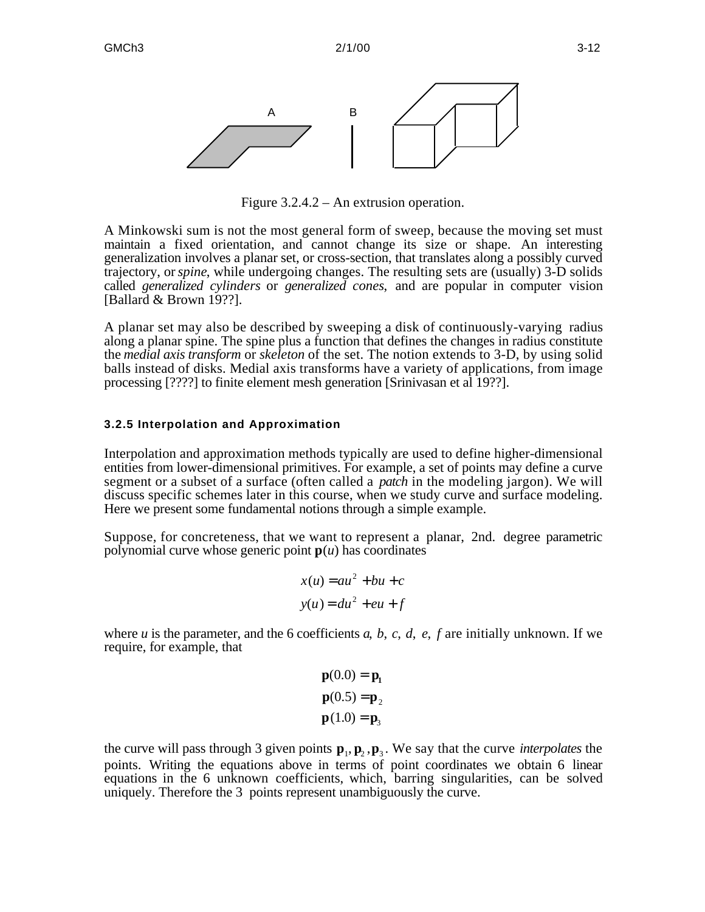Figure 3.2.4.2 – An extrusion operation.

A Minkowski sum is not the most general form of sweep, because the moving set must maintain a fixed orientation, and cannot change its size or shape. An interesting generalization involves a planar set, or cross-section, that translates along a possibly curved trajectory, or *spine*, while undergoing changes. The resulting sets are (usually) 3-D solids called *generalized cylinders* or *generalized cones*, and are popular in computer vision [Ballard & Brown 19??].

A planar set may also be described by sweeping a disk of continuously-varying radius along a planar spine. The spine plus a function that defines the changes in radius constitute the *medial axis transform* or *skeleton* of the set. The notion extends to 3-D, by using solid balls instead of disks. Medial axis transforms have a variety of applications, from image processing [????] to finite element mesh generation [Srinivasan et al 19??].

### 3.2.5 Interpolation and Approximation

Interpolation and approximation methods typically are used to define higher-dimensional entities from lower-dimensional primitives. For example, a set of points may define a curve segment or a subset of a surface (often called a *patch* in the modeling jargon). We will discuss specific schemes later in this course, when we study curve and surface modeling. Here we present some fundamental notions through a simple example.

Suppose, for concreteness, that we want to represent a planar, 2nd. degree parametric polynomial curve whose generic point $\mathbf{p}(u)$ has coordinates

$$x(u) = au^2 + bu + c$$
$$y(u) = du^2 + eu + f$$

where $u$ is the parameter, and the 6 coefficients $a, b, c, d, e, f$ are initially unknown. If we require, for example, that

$$\mathbf{p}(0.0) = \mathbf{p}_1$$
$$\mathbf{p}(0.5) = \mathbf{p}_2$$
$$\mathbf{p}(1.0) = \mathbf{p}_3$$

the curve will pass through 3 given points $\mathbf{p}_1, \mathbf{p}_2, \mathbf{p}_3$. We say that the curve *interpolates* the points. Writing the equations above in terms of point coordinates we obtain 6 linear equations in the 6 unknown coefficients, which, barring singularities, can be solved uniquely. Therefore the 3 points represent unambiguously the curve.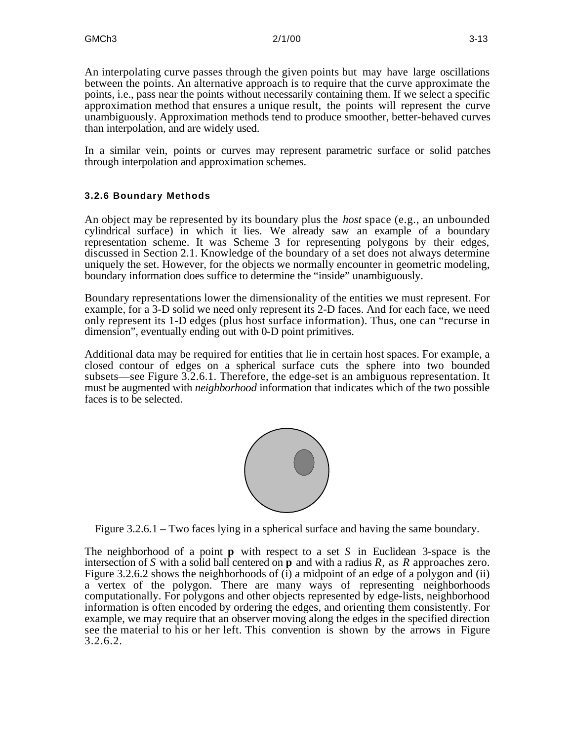An interpolating curve passes through the given points but may have large oscillations between the points. An alternative approach is to require that the curve approximate the points, i.e., pass near the points without necessarily containing them. If we select a specific approximation method that ensures a unique result, the points will represent the curve unambiguously. Approximation methods tend to produce smoother, better-behaved curves than interpolation, and are widely used.

In a similar vein, points or curves may represent parametric surface or solid patches through interpolation and approximation schemes.

#### 3.2.6 Boundary Methods

An object may be represented by its boundary plus the *host* space (e.g., an unbounded cylindrical surface) in which it lies. We already saw an example of a boundary representation scheme. It was Scheme 3 for representing polygons by their edges, discussed in Section 2.1. Knowledge of the boundary of a set does not always determine uniquely the set. However, for the objects we normally encounter in geometric modeling, boundary information does suffice to determine the "inside" unambiguously.

Boundary representations lower the dimensionality of the entities we must represent. For example, for a 3-D solid we need only represent its 2-D faces. And for each face, we need only represent its 1-D edges (plus host surface information). Thus, one can "recurse in dimension", eventually ending out with 0-D point primitives.

Additional data may be required for entities that lie in certain host spaces. For example, a closed contour of edges on a spherical surface cuts the sphere into two bounded subsets—see Figure 3.2.6.1. Therefore, the edge-set is an ambiguous representation. It must be augmented with *neighborhood* information that indicates which of the two possible faces is to be selected.

Figure 3.2.6.1 – Two faces lying in a spherical surface and having the same boundary.

The neighborhood of a point $\mathbf{p}$ with respect to a set $S$ in Euclidean 3-space is the intersection of $S$ with a solid ball centered on $\mathbf{p}$ and with a radius $R$, as $R$ approaches zero. Figure 3.2.6.2 shows the neighborhoods of (i) a midpoint of an edge of a polygon and (ii) a vertex of the polygon. There are many ways of representing neighborhoods computationally. For polygons and other objects represented by edge-lists, neighborhood information is often encoded by ordering the edges, and orienting them consistently. For example, we may require that an observer moving along the edges in the specified direction see the material to his or her left. This convention is shown by the arrows in Figure 3.2.6.2.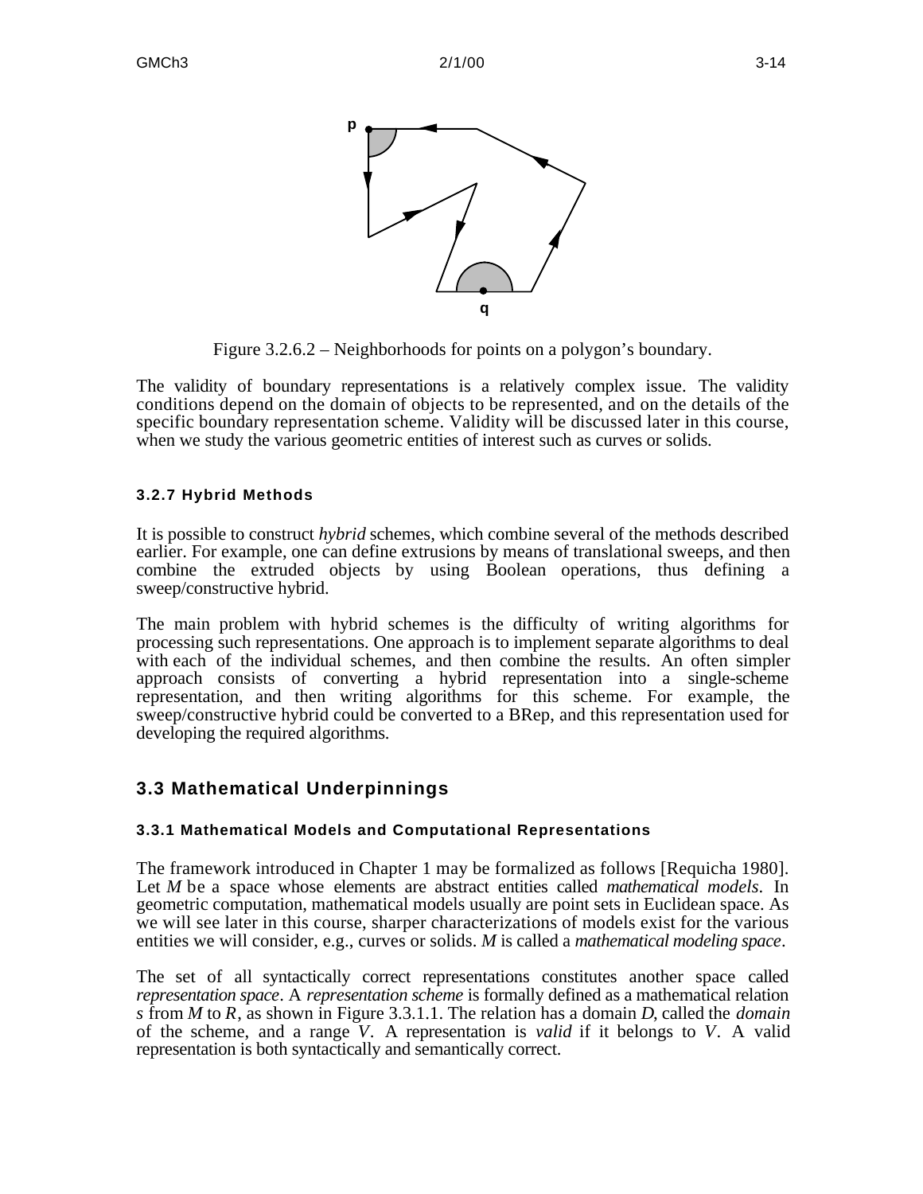Figure 3.2.6.2 – Neighborhoods for points on a polygon's boundary.

The validity of boundary representations is a relatively complex issue. The validity conditions depend on the domain of objects to be represented, and on the details of the specific boundary representation scheme. Validity will be discussed later in this course, when we study the various geometric entities of interest such as curves or solids.

### 3.2.7 Hybrid Methods

It is possible to construct *hybrid* schemes, which combine several of the methods described earlier. For example, one can define extrusions by means of translational sweeps, and then combine the extruded objects by using Boolean operations, thus defining a sweep/constructive hybrid.

The main problem with hybrid schemes is the difficulty of writing algorithms for processing such representations. One approach is to implement separate algorithms to deal with each of the individual schemes, and then combine the results. An often simpler approach consists of converting a hybrid representation into a single-scheme representation, and then writing algorithms for this scheme. For example, the sweep/constructive hybrid could be converted to a BRep, and this representation used for developing the required algorithms.

## 3.3 Mathematical Underpinnings

### 3.3.1 Mathematical Models and Computational Representations

The framework introduced in Chapter 1 may be formalized as follows [Requicha 1980]. Let $M$ be a space whose elements are abstract entities called *mathematical models*. In geometric computation, mathematical models usually are point sets in Euclidean space. As we will see later in this course, sharper characterizations of models exist for the various entities we will consider, e.g., curves or solids. $M$ is called a *mathematical modeling space*.

The set of all syntactically correct representations constitutes another space called *representation space*. A *representation scheme* is formally defined as a mathematical relation $s$ from $M$ to $R$, as shown in Figure 3.3.1.1. The relation has a domain $D$, called the *domain* of the scheme, and a range $V$. A representation is *valid* if it belongs to $V$. A valid representation is both syntactically and semantically correct.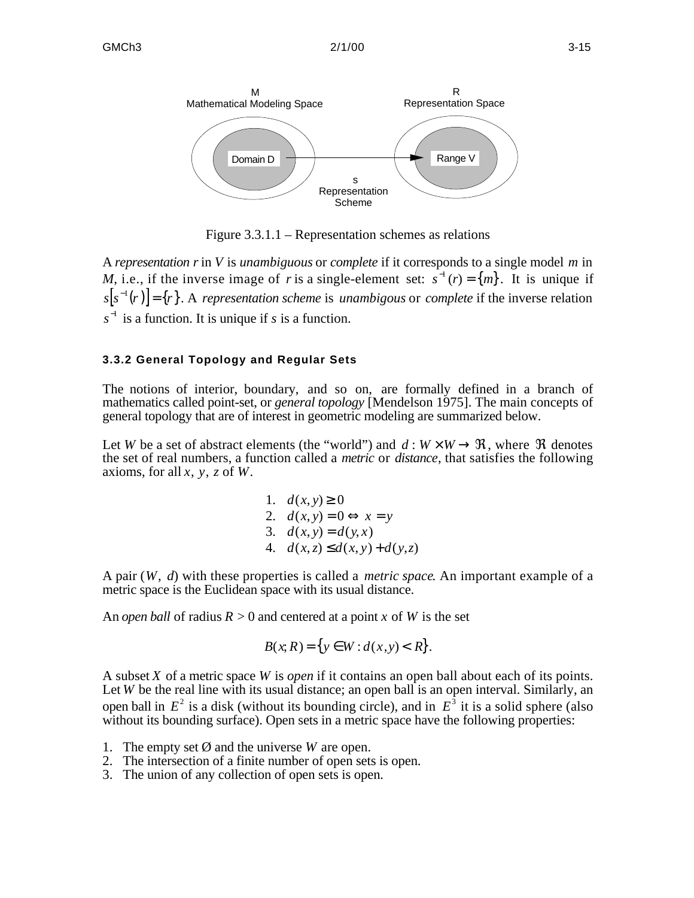Figure 3.3.1.1 – Representation schemes as relations

A *representation* $r$ in $V$ is *unambiguous* or *complete* if it corresponds to a single model $m$ in $M$, i.e., if the inverse image of $r$ is a single-element set: $s^{-1}(r) = \{m\}$. It is unique if $s[s^{-1}(r)] = \{r\}$. A *representation scheme* is *unambigous* or *complete* if the inverse relation $s^{-1}$ is a function. It is unique if $s$ is a function.

### 3.3.2 General Topology and Regular Sets

The notions of interior, boundary, and so on, are formally defined in a branch of mathematics called point-set, or *general topology* [Mendelson 1975]. The main concepts of general topology that are of interest in geometric modeling are summarized below.

Let $W$ be a set of abstract elements (the "world") and $d : W \times W \to \Re$, where $\Re$ denotes the set of real numbers, a function called a *metric* or *distance*, that satisfies the following axioms, for all $x, y, z$ of $W$.

1. $d(x,y) \geq 0$
2. $d(x,y) = 0 \Leftrightarrow x = y$
3. $d(x,y) = d(y,x)$
4. $d(x,z) \leq d(x,y) + d(y,z)$

A pair $(W, d)$ with these properties is called a *metric space*. An important example of a metric space is the Euclidean space with its usual distance.

An *open ball* of radius $R > 0$ and centered at a point $x$ of $W$ is the set

$$B(x;R) = \{y \in W : d(x,y) < R\}.$$

A subset $X$ of a metric space $W$ is *open* if it contains an open ball about each of its points. Let $W$ be the real line with its usual distance; an open ball is an open interval. Similarly, an open ball in $E^2$ is a disk (without its bounding circle), and in $E^3$ it is a solid sphere (also without its bounding surface). Open sets in a metric space have the following properties:

1. The empty set Ø and the universe $W$ are open.
2. The intersection of a finite number of open sets is open.
3. The union of any collection of open sets is open.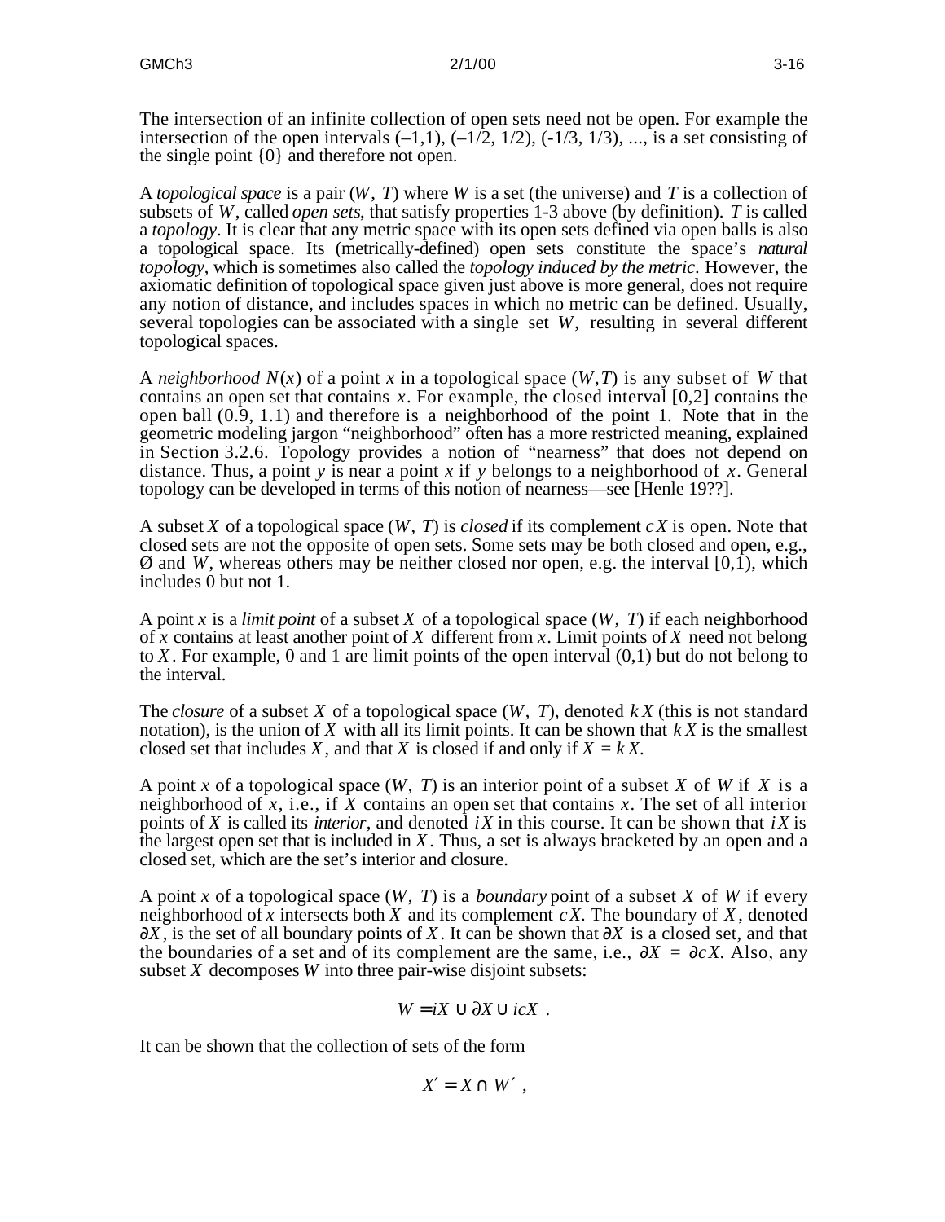The intersection of an infinite collection of open sets need not be open. For example the intersection of the open intervals $(–1,1)$, $(–1/2, 1/2)$, $(-1/3, 1/3)$, ..., is a set consisting of the single point $\{0\}$ and therefore not open.

A *topological space* is a pair $(W, T)$ where $W$ is a set (the universe) and $T$ is a collection of subsets of $W$, called *open sets*, that satisfy properties 1-3 above (by definition). $T$ is called a *topology*. It is clear that any metric space with its open sets defined via open balls is also a topological space. Its (metrically-defined) open sets constitute the space's *natural topology*, which is sometimes also called the *topology induced by the metric*. However, the axiomatic definition of topological space given just above is more general, does not require any notion of distance, and includes spaces in which no metric can be defined. Usually, several topologies can be associated with a single set $W$, resulting in several different topological spaces.

A *neighborhood* $N(x)$ of a point $x$ in a topological space $(W,T)$ is any subset of $W$ that contains an open set that contains $x$. For example, the closed interval $[0,2]$ contains the open ball $(0.9, 1.1)$ and therefore is a neighborhood of the point 1. Note that in the geometric modeling jargon "neighborhood" often has a more restricted meaning, explained in Section 3.2.6. Topology provides a notion of "nearness" that does not depend on distance. Thus, a point $y$ is near a point $x$ if $y$ belongs to a neighborhood of $x$. General topology can be developed in terms of this notion of nearness—see [Henle 19??].

A subset $X$ of a topological space $(W, T)$ is *closed* if its complement $cX$ is open. Note that closed sets are not the opposite of open sets. Some sets may be both closed and open, e.g., Ø and $W$, whereas others may be neither closed nor open, e.g. the interval $[0,1)$, which includes 0 but not 1.

A point $x$ is a *limit point* of a subset $X$ of a topological space $(W, T)$ if each neighborhood of $x$ contains at least another point of $X$ different from $x$. Limit points of $X$ need not belong to $X$. For example, 0 and 1 are limit points of the open interval $(0,1)$ but do not belong to the interval.

The *closure* of a subset $X$ of a topological space $(W, T)$, denoted $kX$ (this is not standard notation), is the union of $X$ with all its limit points. It can be shown that $kX$ is the smallest closed set that includes $X$, and that $X$ is closed if and only if $X = kX$.

A point $x$ of a topological space $(W, T)$ is an interior point of a subset $X$ of $W$ if $X$ is a neighborhood of $x$, i.e., if $X$ contains an open set that contains $x$. The set of all interior points of $X$ is called its *interior*, and denoted $iX$ in this course. It can be shown that $iX$ is the largest open set that is included in $X$. Thus, a set is always bracketed by an open and a closed set, which are the set's interior and closure.

A point $x$ of a topological space $(W, T)$ is a *boundary* point of a subset $X$ of $W$ if every neighborhood of $x$ intersects both $X$ and its complement $cX$. The boundary of $X$, denoted $\partial X$, is the set of all boundary points of $X$. It can be shown that $\partial X$ is a closed set, and that the boundaries of a set and of its complement are the same, i.e., $\partial X = \partial cX$. Also, any subset $X$ decomposes $W$ into three pair-wise disjoint subsets:

$$W = iX \cup \partial X \cup icX \; .$$

It can be shown that the collection of sets of the form

$$X' = X \cap W' \; ,$$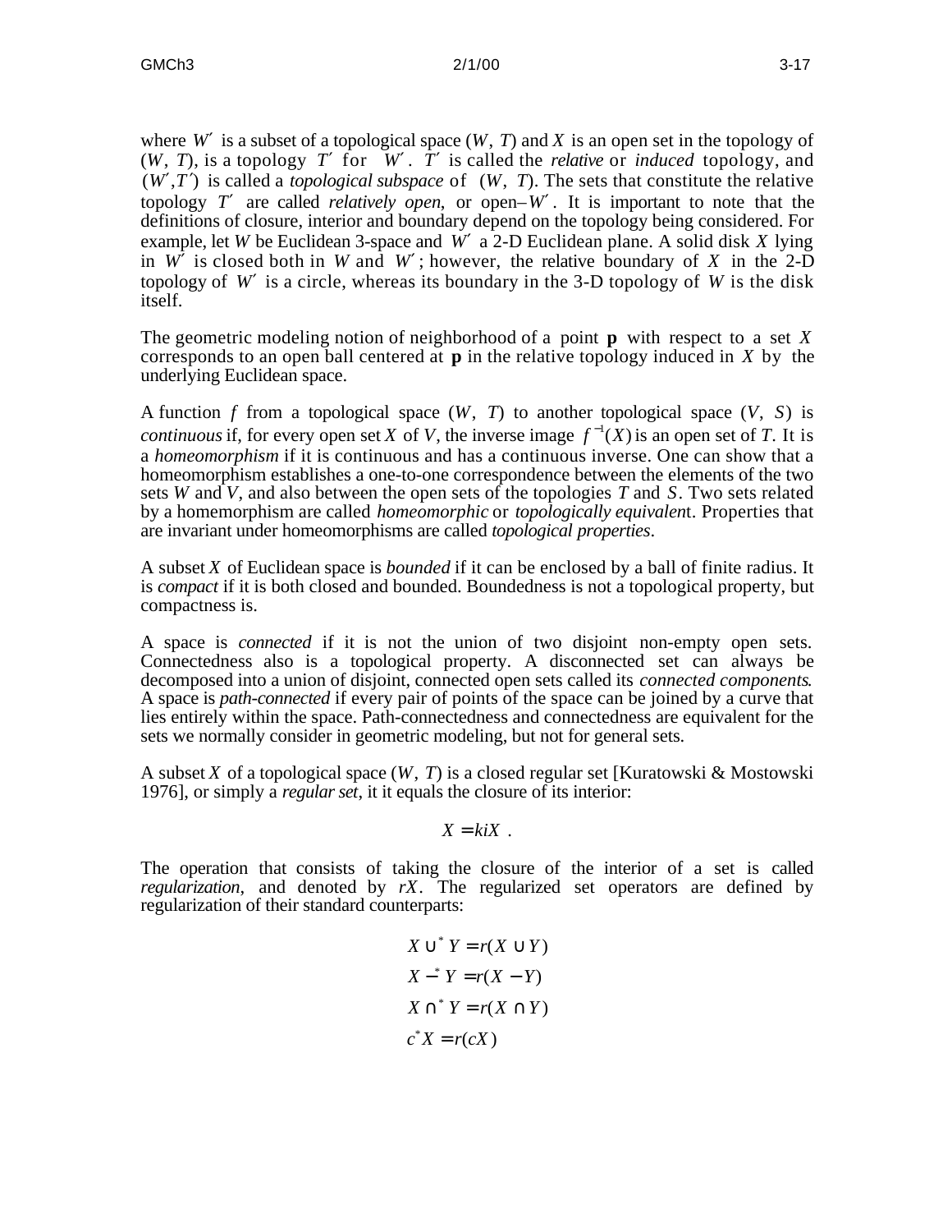where $W'$ is a subset of a topological space ($W$, $T$) and $X$ is an open set in the topology of ($W$, $T$), is a topology $T'$ for $W'$. $T'$ is called the *relative* or *induced* topology, and $(W', T')$ is called a *topological subspace* of ($W$, $T$). The sets that constitute the relative topology $T'$ are called *relatively open*, or open–$W'$. It is important to note that the definitions of closure, interior and boundary depend on the topology being considered. For example, let $W$ be Euclidean 3-space and $W'$ a 2-D Euclidean plane. A solid disk $X$ lying in $W'$ is closed both in $W$ and $W'$; however, the relative boundary of $X$ in the 2-D topology of $W'$ is a circle, whereas its boundary in the 3-D topology of $W$ is the disk itself.

The geometric modeling notion of neighborhood of a point $\mathbf{p}$ with respect to a set $X$ corresponds to an open ball centered at $\mathbf{p}$ in the relative topology induced in $X$ by the underlying Euclidean space.

A function $f$ from a topological space ($W$, $T$) to another topological space ($V$, $S$) is *continuous* if, for every open set $X$ of $V$, the inverse image $f^{-1}(X)$ is an open set of $T$. It is a *homeomorphism* if it is continuous and has a continuous inverse. One can show that a homeomorphism establishes a one-to-one correspondence between the elements of the two sets $W$ and $V$, and also between the open sets of the topologies $T$ and $S$. Two sets related by a homemorphism are called *homeomorphic* or *topologically equivalent*. Properties that are invariant under homeomorphisms are called *topological properties*.

A subset $X$ of Euclidean space is *bounded* if it can be enclosed by a ball of finite radius. It is *compact* if it is both closed and bounded. Boundedness is not a topological property, but compactness is.

A space is *connected* if it is not the union of two disjoint non-empty open sets. Connectedness also is a topological property. A disconnected set can always be decomposed into a union of disjoint, connected open sets called its *connected components*. A space is *path-connected* if every pair of points of the space can be joined by a curve that lies entirely within the space. Path-connectedness and connectedness are equivalent for the sets we normally consider in geometric modeling, but not for general sets.

A subset $X$ of a topological space ($W$, $T$) is a closed regular set [Kuratowski & Mostowski 1976], or simply a *regular set*, it it equals the closure of its interior:

$$X = kiX \ .$$

The operation that consists of taking the closure of the interior of a set is called *regularization*, and denoted by $rX$. The regularized set operators are defined by regularization of their standard counterparts:

$$\begin{aligned}
X \cup^* Y &= r(X \cup Y) \\
X -^* Y &= r(X - Y) \\
X \cap^* Y &= r(X \cap Y) \\
c^* X &= r(cX)
\end{aligned}$$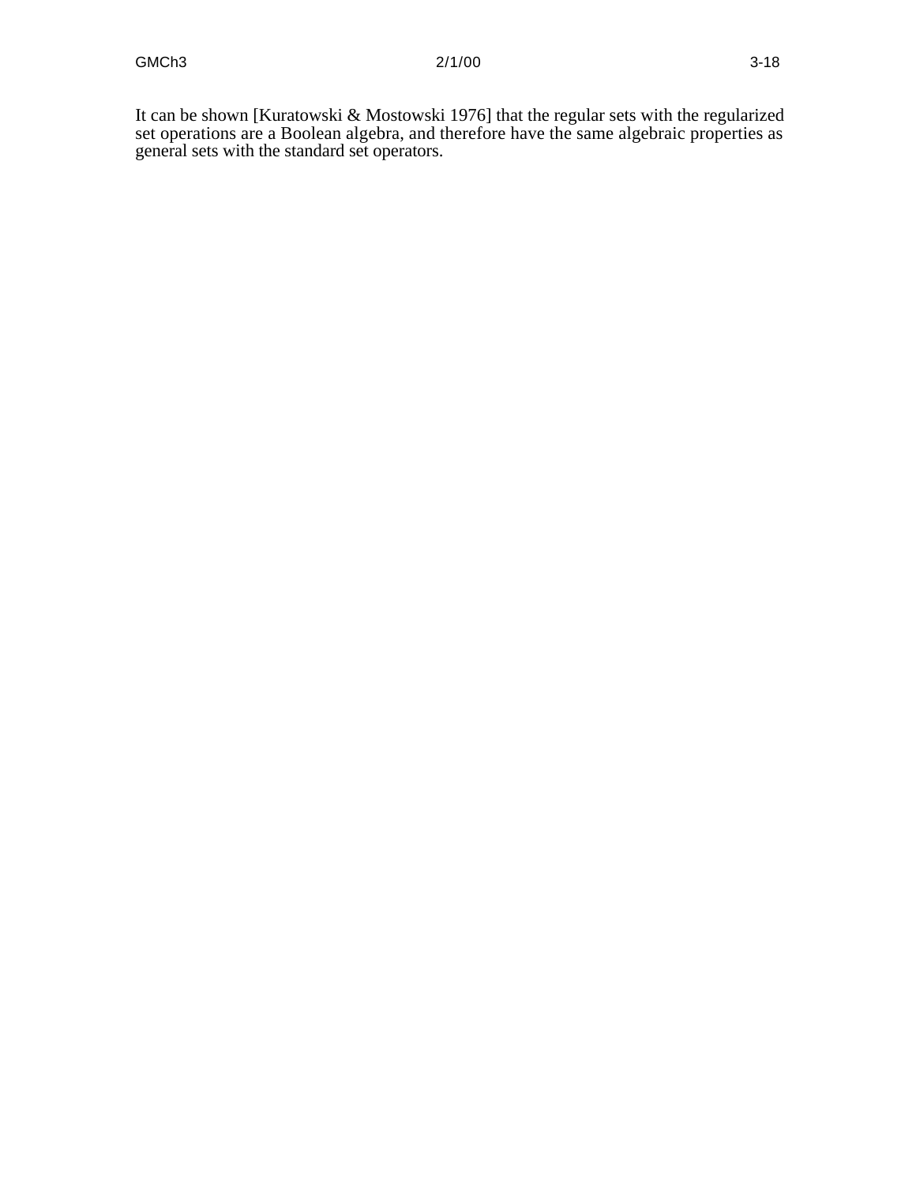It can be shown [Kuratowski & Mostowski 1976] that the regular sets with the regularized set operations are a Boolean algebra, and therefore have the same algebraic properties as general sets with the standard set operators.